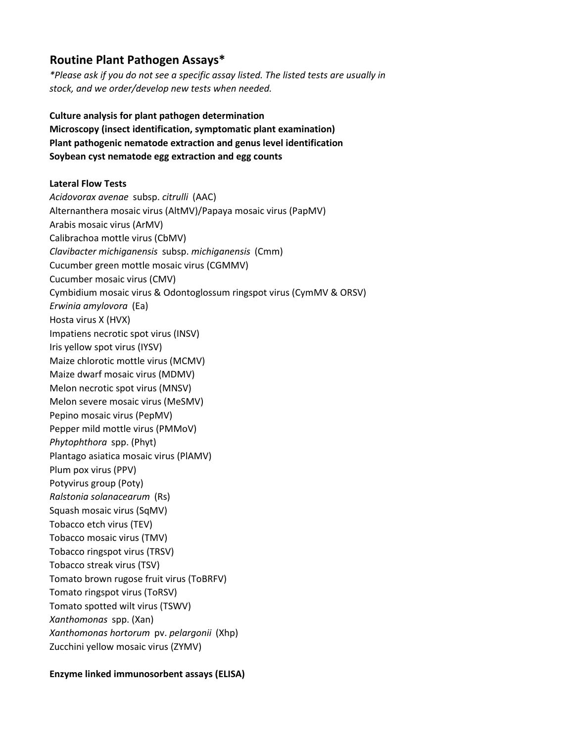## Routine Plant Pathogen Assays*

*\*Please ask if you do not see a specific assay listed. The listed tests are usually in stock, and we order/develop new tests when needed.*

**Culture analysis for plant pathogen determination**
**Microscopy (insect identification, symptomatic plant examination)**
**Plant pathogenic nematode extraction and genus level identification**
**Soybean cyst nematode egg extraction and egg counts**

**Lateral Flow Tests**

*Acidovorax avenae* subsp. *citrulli* (AAC)
Alternanthera mosaic virus (AltMV)/Papaya mosaic virus (PapMV)
Arabis mosaic virus (ArMV)
Calibrachoa mottle virus (CbMV)
*Clavibacter michiganensis* subsp. *michiganensis* (Cmm)
Cucumber green mottle mosaic virus (CGMMV)
Cucumber mosaic virus (CMV)
Cymbidium mosaic virus & Odontoglossum ringspot virus (CymMV & ORSV)
*Erwinia amylovora* (Ea)
Hosta virus X (HVX)
Impatiens necrotic spot virus (INSV)
Iris yellow spot virus (IYSV)
Maize chlorotic mottle virus (MCMV)
Maize dwarf mosaic virus (MDMV)
Melon necrotic spot virus (MNSV)
Melon severe mosaic virus (MeSMV)
Pepino mosaic virus (PepMV)
Pepper mild mottle virus (PMMoV)
*Phytophthora* spp. (Phyt)
Plantago asiatica mosaic virus (PlAMV)
Plum pox virus (PPV)
Potyvirus group (Poty)
*Ralstonia solanacearum* (Rs)
Squash mosaic virus (SqMV)
Tobacco etch virus (TEV)
Tobacco mosaic virus (TMV)
Tobacco ringspot virus (TRSV)
Tobacco streak virus (TSV)
Tomato brown rugose fruit virus (ToBRFV)
Tomato ringspot virus (ToRSV)
Tomato spotted wilt virus (TSWV)
*Xanthomonas* spp. (Xan)
*Xanthomonas hortorum* pv. *pelargonii* (Xhp)
Zucchini yellow mosaic virus (ZYMV)

**Enzyme linked immunosorbent assays (ELISA)**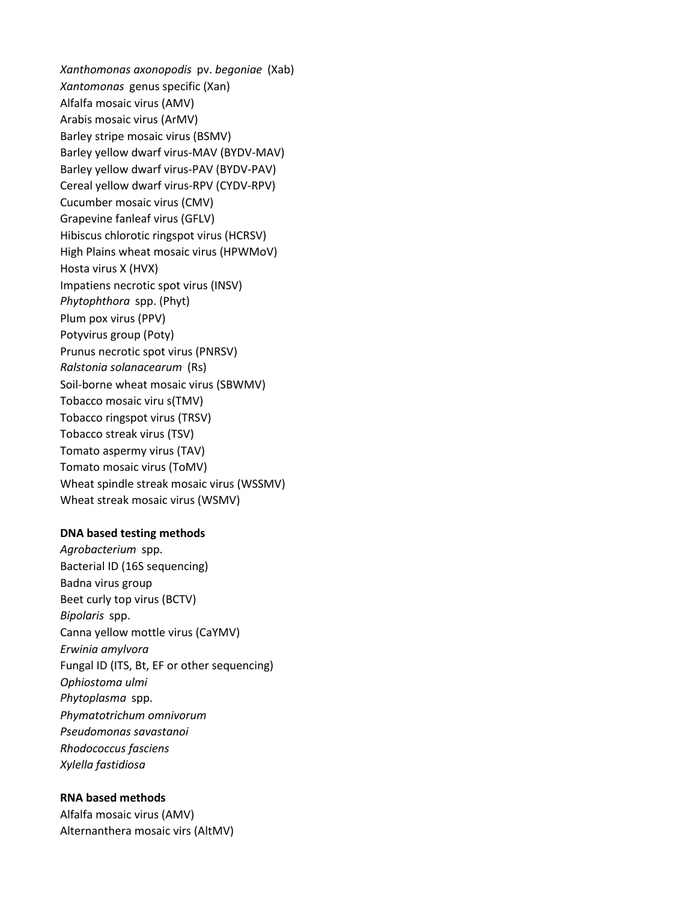*Xanthomonas axonopodis* pv. *begoniae* (Xab)
*Xantomonas* genus specific (Xan)
Alfalfa mosaic virus (AMV)
Arabis mosaic virus (ArMV)
Barley stripe mosaic virus (BSMV)
Barley yellow dwarf virus-MAV (BYDV-MAV)
Barley yellow dwarf virus-PAV (BYDV-PAV)
Cereal yellow dwarf virus-RPV (CYDV-RPV)
Cucumber mosaic virus (CMV)
Grapevine fanleaf virus (GFLV)
Hibiscus chlorotic ringspot virus (HCRSV)
High Plains wheat mosaic virus (HPWMoV)
Hosta virus X (HVX)
Impatiens necrotic spot virus (INSV)
*Phytophthora* spp. (Phyt)
Plum pox virus (PPV)
Potyvirus group (Poty)
Prunus necrotic spot virus (PNRSV)
*Ralstonia solanacearum* (Rs)
Soil-borne wheat mosaic virus (SBWMV)
Tobacco mosaic viru s(TMV)
Tobacco ringspot virus (TRSV)
Tobacco streak virus (TSV)
Tomato aspermy virus (TAV)
Tomato mosaic virus (ToMV)
Wheat spindle streak mosaic virus (WSSMV)
Wheat streak mosaic virus (WSMV)

**DNA based testing methods**

*Agrobacterium* spp.
Bacterial ID (16S sequencing)
Badna virus group
Beet curly top virus (BCTV)
*Bipolaris* spp.
Canna yellow mottle virus (CaYMV)
*Erwinia amylvora*
Fungal ID (ITS, Bt, EF or other sequencing)
*Ophiostoma ulmi*
*Phytoplasma* spp.
*Phymatotrichum omnivorum*
*Pseudomonas savastanoi*
*Rhodococcus fasciens*
*Xylella fastidiosa*

**RNA based methods**

Alfalfa mosaic virus (AMV)
Alternanthera mosaic virs (AltMV)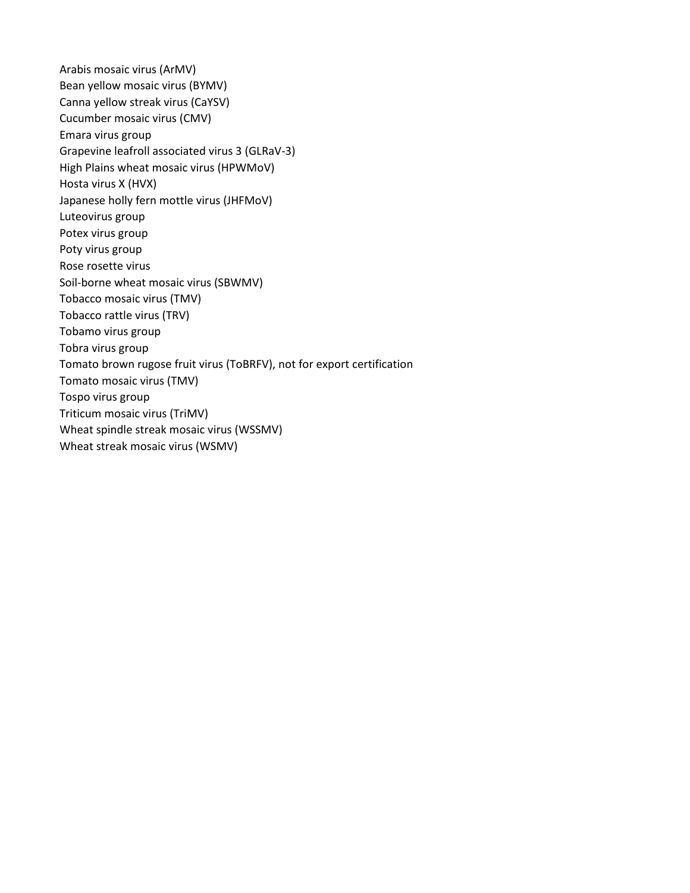Arabis mosaic virus (ArMV)
Bean yellow mosaic virus (BYMV)
Canna yellow streak virus (CaYSV)
Cucumber mosaic virus (CMV)
Emara virus group
Grapevine leafroll associated virus 3 (GLRaV-3)
High Plains wheat mosaic virus (HPWMoV)
Hosta virus X (HVX)
Japanese holly fern mottle virus (JHFMoV)
Luteovirus group
Potex virus group
Poty virus group
Rose rosette virus
Soil-borne wheat mosaic virus (SBWMV)
Tobacco mosaic virus (TMV)
Tobacco rattle virus (TRV)
Tobamo virus group
Tobra virus group
Tomato brown rugose fruit virus (ToBRFV), not for export certification
Tomato mosaic virus (TMV)
Tospo virus group
Triticum mosaic virus (TriMV)
Wheat spindle streak mosaic virus (WSSMV)
Wheat streak mosaic virus (WSMV)